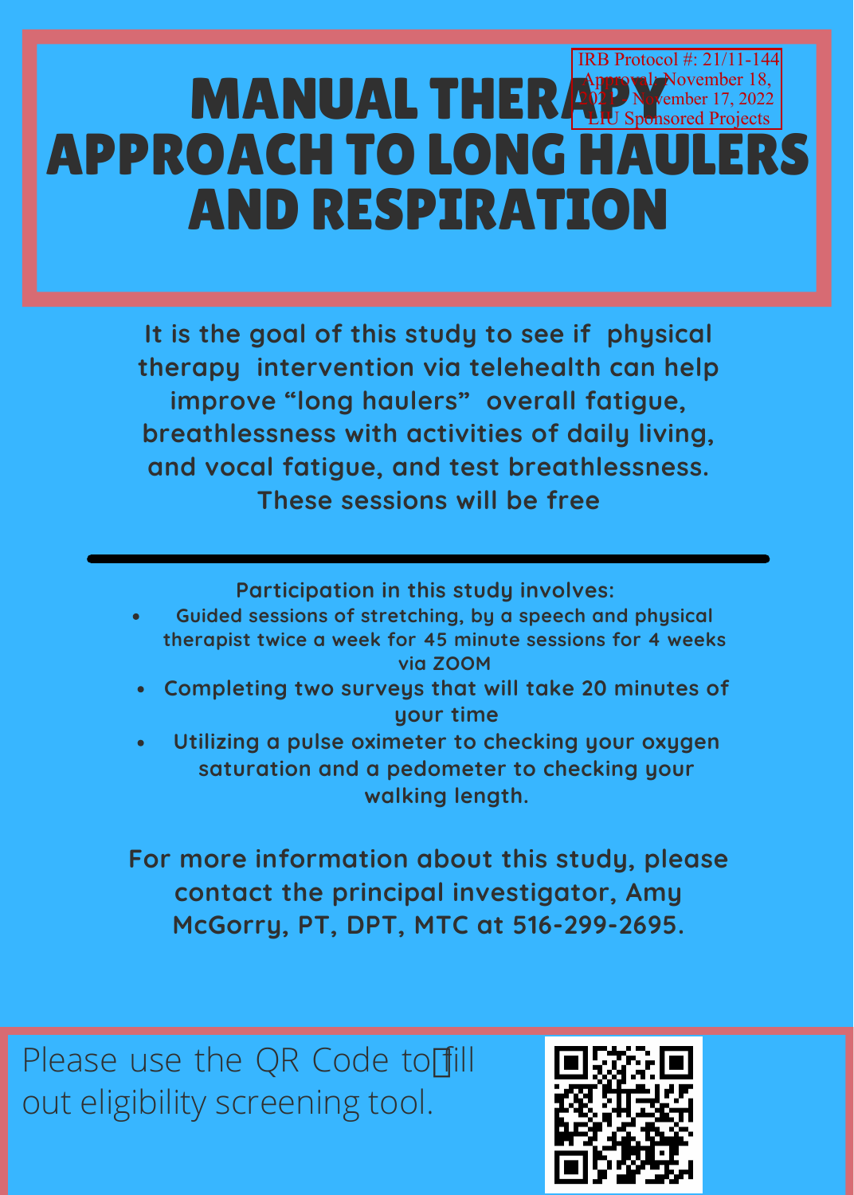IRB Protocol #: 21/11-144
Approval: November 18, 2021 - November 17, 2022
LIU Sponsored Projects

# MANUAL THERAPY APPROACH TO LONG HAULERS AND RESPIRATION

**It is the goal of this study to see if physical therapy intervention via telehealth can help improve "long haulers" overall fatigue, breathlessness with activities of daily living, and vocal fatigue, and test breathlessness. These sessions will be free**

---

**Participation in this study involves:**

- Guided sessions of stretching, by a speech and physical therapist twice a week for 45 minute sessions for 4 weeks via ZOOM
- Completing two surveys that will take 20 minutes of your time
- Utilizing a pulse oximeter to checking your oxygen saturation and a pedometer to checking your walking length.

**For more information about this study, please contact the principal investigator, Amy McGorry, PT, DPT, MTC at 516-299-2695.**

Please use the QR Code to fill out eligibility screening tool.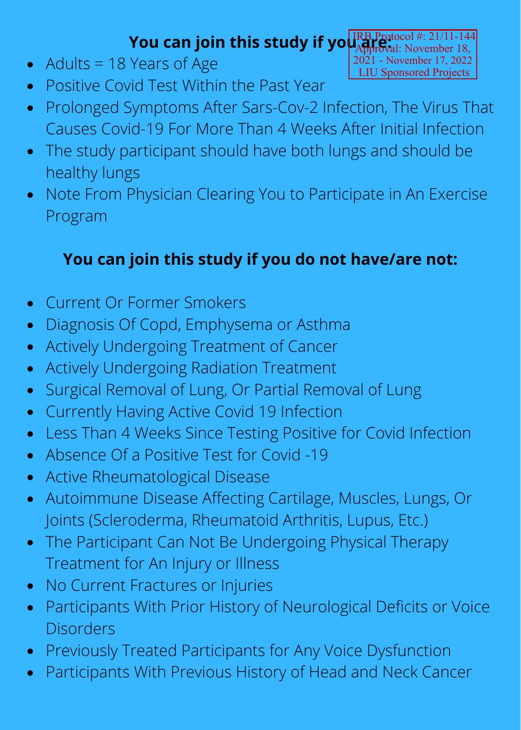IRB Protocol #: 21/11-144
Approval: November 18, 2021 - November 17, 2022
LIU Sponsored Projects

**You can join this study if you are:**

- Adults = 18 Years of Age
- Positive Covid Test Within the Past Year
- Prolonged Symptoms After Sars-Cov-2 Infection, The Virus That Causes Covid-19 For More Than 4 Weeks After Initial Infection
- The study participant should have both lungs and should be healthy lungs
- Note From Physician Clearing You to Participate in An Exercise Program

**You can join this study if you do not have/are not:**

- Current Or Former Smokers
- Diagnosis Of Copd, Emphysema or Asthma
- Actively Undergoing Treatment of Cancer
- Actively Undergoing Radiation Treatment
- Surgical Removal of Lung, Or Partial Removal of Lung
- Currently Having Active Covid 19 Infection
- Less Than 4 Weeks Since Testing Positive for Covid Infection
- Absence Of a Positive Test for Covid -19
- Active Rheumatological Disease
- Autoimmune Disease Affecting Cartilage, Muscles, Lungs, Or Joints (Scleroderma, Rheumatoid Arthritis, Lupus, Etc.)
- The Participant Can Not Be Undergoing Physical Therapy Treatment for An Injury or Illness
- No Current Fractures or Injuries
- Participants With Prior History of Neurological Deficits or Voice Disorders
- Previously Treated Participants for Any Voice Dysfunction
- Participants With Previous History of Head and Neck Cancer